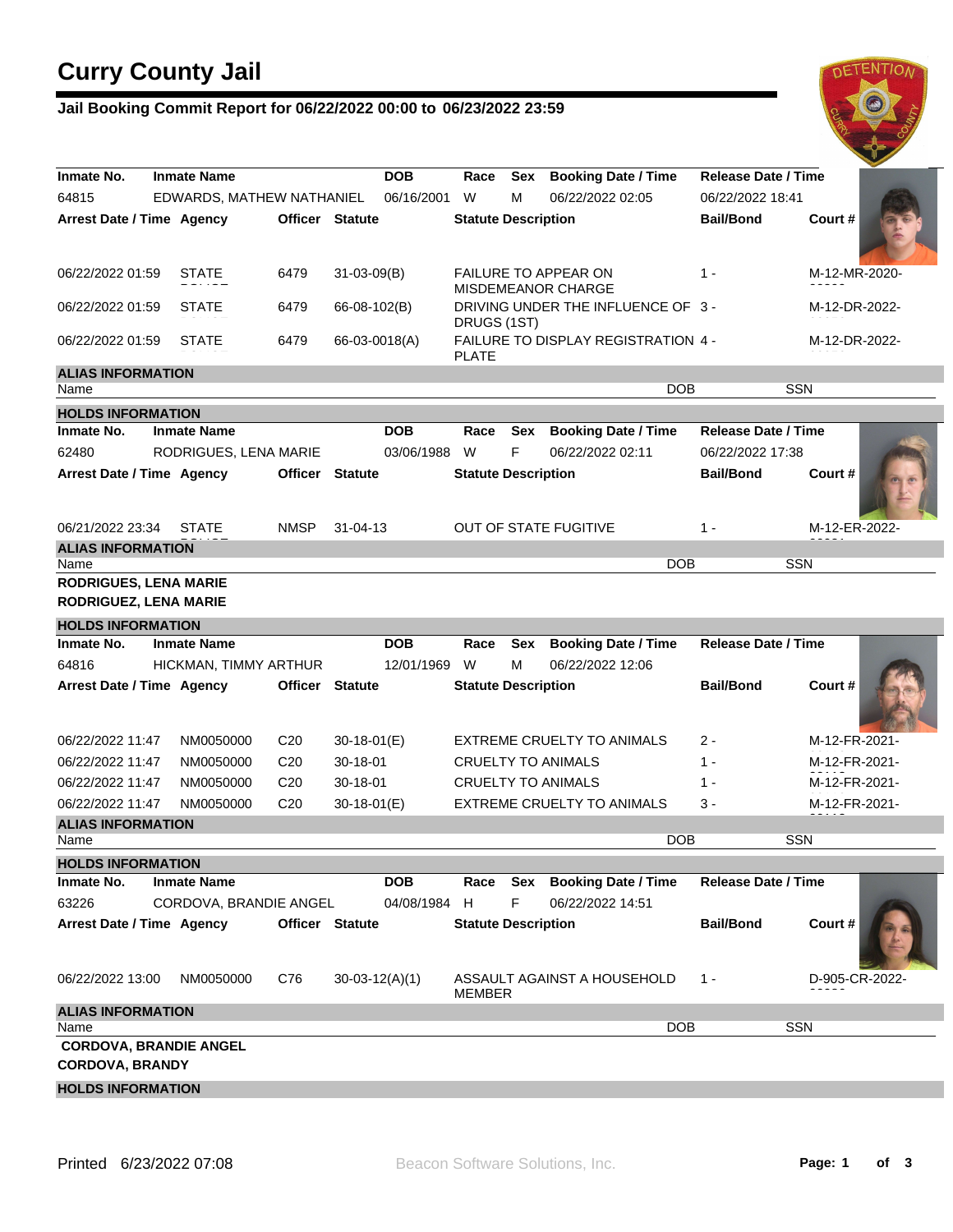# Curry County Jail

## Jail Booking Commit Report for 06/22/2022 00:00 to 06/23/2022 23:59

| Inmate No. | Inmate Name | DOB | Race | Sex | Booking Date / Time | Release Date / Time |
|---|---|---|---|---|---|---|
| 64815 | EDWARDS, MATHEW NATHANIEL | 06/16/2001 | W | M | 06/22/2022 02:05 | 06/22/2022 18:41 |

| Arrest Date / Time | Agency | Officer | Statute | Statute Description | Bail/Bond | Court # |
|---|---|---|---|---|---|---|
| 06/22/2022 01:59 | STATE | 6479 | 31-03-09(B) | FAILURE TO APPEAR ON MISDEMEANOR CHARGE | 1 - | M-12-MR-2020- |
| 06/22/2022 01:59 | STATE | 6479 | 66-08-102(B) | DRIVING UNDER THE INFLUENCE OF DRUGS (1ST) | 3 - | M-12-DR-2022- |
| 06/22/2022 01:59 | STATE | 6479 | 66-03-0018(A) | FAILURE TO DISPLAY REGISTRATION PLATE | 4 - | M-12-DR-2022- |

**ALIAS INFORMATION**

| Name | DOB | SSN |
|---|---|---|

**HOLDS INFORMATION**

| Inmate No. | Inmate Name | DOB | Race | Sex | Booking Date / Time | Release Date / Time |
|---|---|---|---|---|---|---|
| 62480 | RODRIGUES, LENA MARIE | 03/06/1988 | W | F | 06/22/2022 02:11 | 06/22/2022 17:38 |

| Arrest Date / Time | Agency | Officer | Statute | Statute Description | Bail/Bond | Court # |
|---|---|---|---|---|---|---|
| 06/21/2022 23:34 | STATE | NMSP | 31-04-13 | OUT OF STATE FUGITIVE | 1 - | M-12-ER-2022- |

**ALIAS INFORMATION**

| Name | DOB | SSN |
|---|---|---|
| **RODRIGUES, LENA MARIE** | | |
| **RODRIGUEZ, LENA MARIE** | | |

**HOLDS INFORMATION**

| Inmate No. | Inmate Name | DOB | Race | Sex | Booking Date / Time | Release Date / Time |
|---|---|---|---|---|---|---|
| 64816 | HICKMAN, TIMMY ARTHUR | 12/01/1969 | W | M | 06/22/2022 12:06 | |

| Arrest Date / Time | Agency | Officer | Statute | Statute Description | Bail/Bond | Court # |
|---|---|---|---|---|---|---|
| 06/22/2022 11:47 | NM0050000 | C20 | 30-18-01(E) | EXTREME CRUELTY TO ANIMALS | 2 - | M-12-FR-2021- |
| 06/22/2022 11:47 | NM0050000 | C20 | 30-18-01 | CRUELTY TO ANIMALS | 1 - | M-12-FR-2021- |
| 06/22/2022 11:47 | NM0050000 | C20 | 30-18-01 | CRUELTY TO ANIMALS | 1 - | M-12-FR-2021- |
| 06/22/2022 11:47 | NM0050000 | C20 | 30-18-01(E) | EXTREME CRUELTY TO ANIMALS | 3 - | M-12-FR-2021- |

**ALIAS INFORMATION**

| Name | DOB | SSN |
|---|---|---|

**HOLDS INFORMATION**

| Inmate No. | Inmate Name | DOB | Race | Sex | Booking Date / Time | Release Date / Time |
|---|---|---|---|---|---|---|
| 63226 | CORDOVA, BRANDIE ANGEL | 04/08/1984 | H | F | 06/22/2022 14:51 | |

| Arrest Date / Time | Agency | Officer | Statute | Statute Description | Bail/Bond | Court # |
|---|---|---|---|---|---|---|
| 06/22/2022 13:00 | NM0050000 | C76 | 30-03-12(A)(1) | ASSAULT AGAINST A HOUSEHOLD MEMBER | 1 - | D-905-CR-2022- |

**ALIAS INFORMATION**

| Name | DOB | SSN |
|---|---|---|
| **CORDOVA, BRANDIE ANGEL** | | |
| **CORDOVA, BRANDY** | | |

**HOLDS INFORMATION**

Printed 6/23/2022 07:08

Beacon Software Solutions, Inc.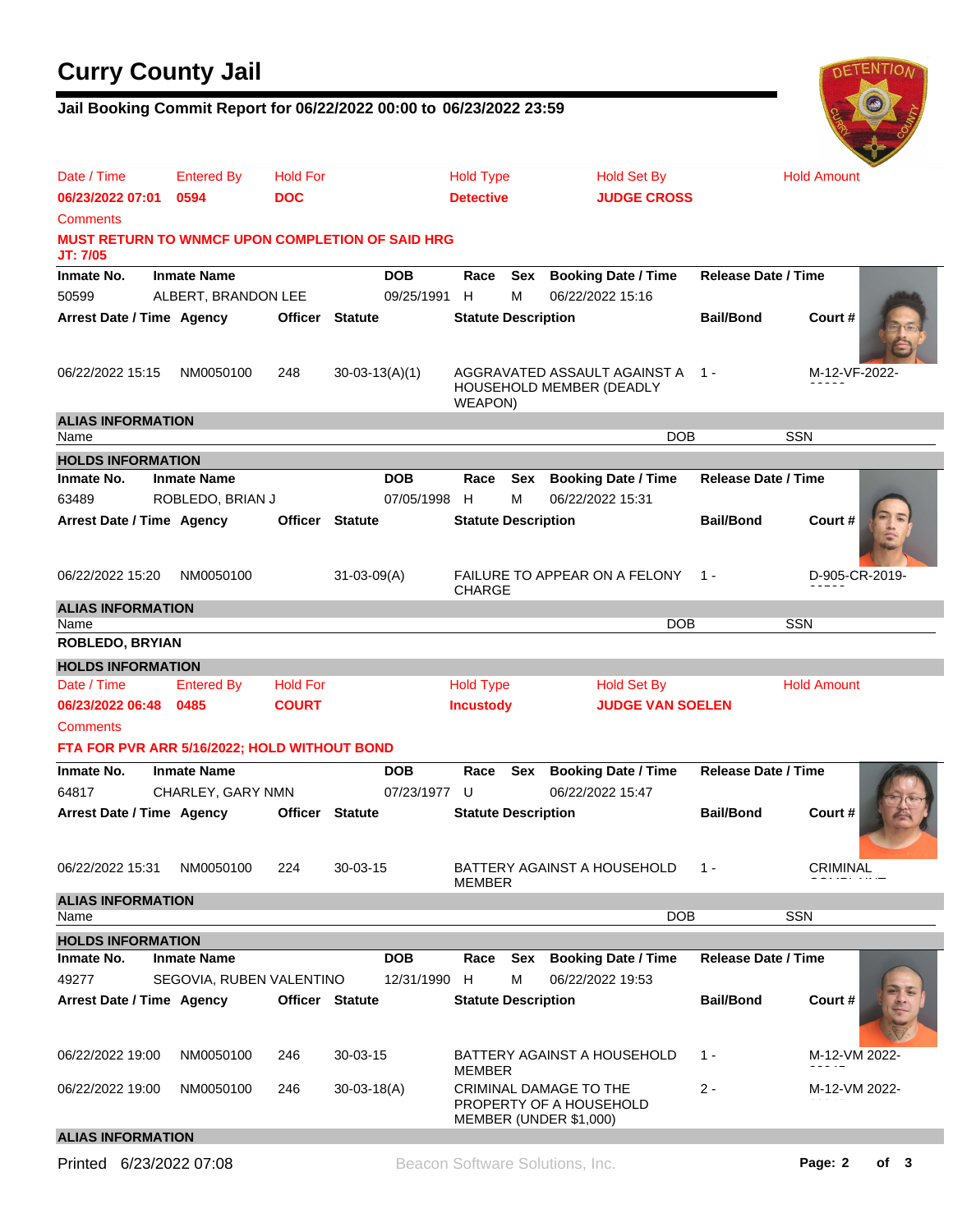# Curry County Jail

## Jail Booking Commit Report for 06/22/2022 00:00 to 06/23/2022 23:59

| Date / Time | Entered By | Hold For | Hold Type | Hold Set By | Hold Amount |
|---|---|---|---|---|---|
| **06/23/2022 07:01** | **0594** | **DOC** | **Detective** | **JUDGE CROSS** | |

Comments

**MUST RETURN TO WNMCF UPON COMPLETION OF SAID HRG JT: 7/05**

| Inmate No. | Inmate Name | DOB | Race | Sex | Booking Date / Time | Release Date / Time |
|---|---|---|---|---|---|---|
| 50599 | ALBERT, BRANDON LEE | 09/25/1991 | H | M | 06/22/2022 15:16 | |

| Arrest Date / Time | Agency | Officer | Statute | Statute Description | Bail/Bond | Court # |
|---|---|---|---|---|---|---|
| 06/22/2022 15:15 | NM0050100 | 248 | 30-03-13(A)(1) | AGGRAVATED ASSAULT AGAINST A HOUSEHOLD MEMBER (DEADLY WEAPON) | 1 - | M-12-VF-2022------ |

**ALIAS INFORMATION**

| Name | DOB | SSN |
|---|---|---|

**HOLDS INFORMATION**

| Inmate No. | Inmate Name | DOB | Race | Sex | Booking Date / Time | Release Date / Time |
|---|---|---|---|---|---|---|
| 63489 | ROBLEDO, BRIAN J | 07/05/1998 | H | M | 06/22/2022 15:31 | |

| Arrest Date / Time | Agency | Officer | Statute | Statute Description | Bail/Bond | Court # |
|---|---|---|---|---|---|---|
| 06/22/2022 15:20 | NM0050100 | | 31-03-09(A) | FAILURE TO APPEAR ON A FELONY CHARGE | 1 - | D-905-CR-2019------ |

**ALIAS INFORMATION**

| Name | DOB | SSN |
|---|---|---|
| **ROBLEDO, BRYIAN** | | |

**HOLDS INFORMATION**

| Date / Time | Entered By | Hold For | Hold Type | Hold Set By | Hold Amount |
|---|---|---|---|---|---|
| **06/23/2022 06:48** | **0485** | **COURT** | **Incustody** | **JUDGE VAN SOELEN** | |

Comments

**FTA FOR PVR ARR 5/16/2022; HOLD WITHOUT BOND**

| Inmate No. | Inmate Name | DOB | Race | Sex | Booking Date / Time | Release Date / Time |
|---|---|---|---|---|---|---|
| 64817 | CHARLEY, GARY NMN | 07/23/1977 | U | | 06/22/2022 15:47 | |

| Arrest Date / Time | Agency | Officer | Statute | Statute Description | Bail/Bond | Court # |
|---|---|---|---|---|---|---|
| 06/22/2022 15:31 | NM0050100 | 224 | 30-03-15 | BATTERY AGAINST A HOUSEHOLD MEMBER | 1 - | CRIMINAL COMPLAINT |

**ALIAS INFORMATION**

| Name | DOB | SSN |
|---|---|---|

**HOLDS INFORMATION**

| Inmate No. | Inmate Name | DOB | Race | Sex | Booking Date / Time | Release Date / Time |
|---|---|---|---|---|---|---|
| 49277 | SEGOVIA, RUBEN VALENTINO | 12/31/1990 | H | M | 06/22/2022 19:53 | |

| Arrest Date / Time | Agency | Officer | Statute | Statute Description | Bail/Bond | Court # |
|---|---|---|---|---|---|---|
| 06/22/2022 19:00 | NM0050100 | 246 | 30-03-15 | BATTERY AGAINST A HOUSEHOLD MEMBER | 1 - | M-12-VM 2022------ |
| 06/22/2022 19:00 | NM0050100 | 246 | 30-03-18(A) | CRIMINAL DAMAGE TO THE PROPERTY OF A HOUSEHOLD MEMBER (UNDER $1,000) | 2 - | M-12-VM 2022------ |

**ALIAS INFORMATION**

Printed 6/23/2022 07:08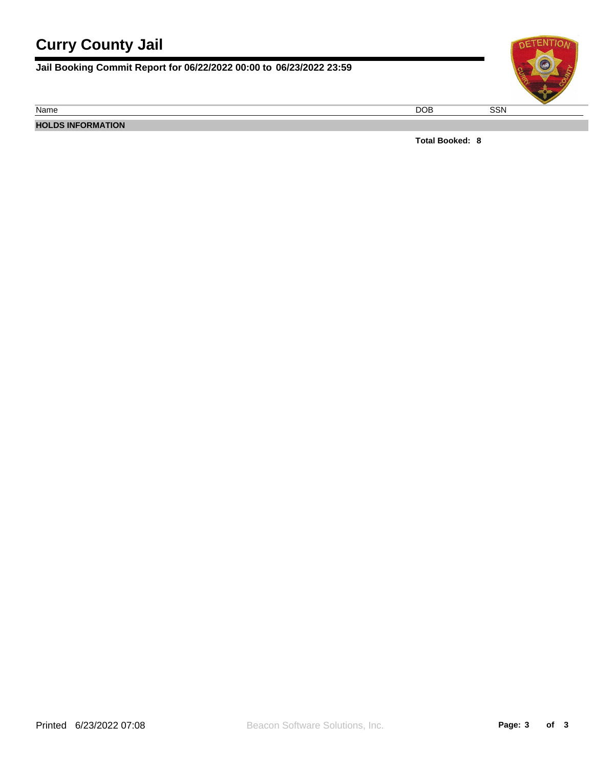# Curry County Jail

## Jail Booking Commit Report for 06/22/2022 00:00 to 06/23/2022 23:59

| Name | DOB | SSN |
|---|---|---|

**HOLDS INFORMATION**

**Total Booked: 8**